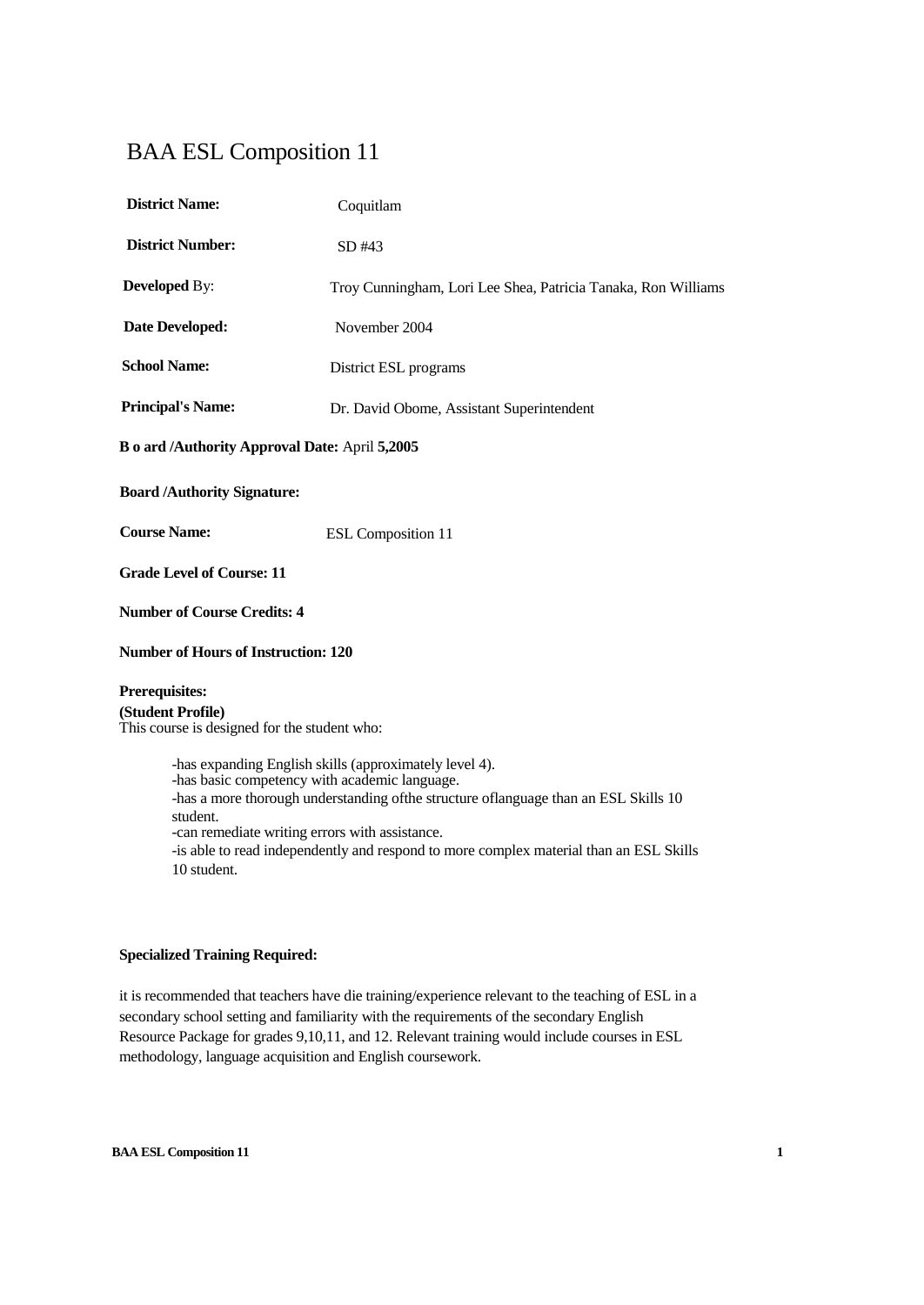# BAA ESL Composition 11

**District Name:** Coquitlam

**District Number:** SD #43

**Developed** By: Troy Cunningham, Lori Lee Shea, Patricia Tanaka, Ron Williams

**Date Developed:** November 2004

**School Name:** District ESL programs

**Principal's Name:** Dr. David Obome, Assistant Superintendent

**B o ard /Authority Approval Date:** April **5,2005**

**Board /Authority Signature:**

**Course Name:** ESL Composition 11

**Grade Level of Course: 11**

**Number of Course Credits: 4**

**Number of Hours of Instruction: 120**

**Prerequisites:**
**(Student Profile)**
This course is designed for the student who:

- -has expanding English skills (approximately level 4).
- -has basic competency with academic language.
- -has a more thorough understanding ofthe structure oflanguage than an ESL Skills 10 student.
- -can remediate writing errors with assistance.
- -is able to read independently and respond to more complex material than an ESL Skills 10 student.

**Specialized Training Required:**

it is recommended that teachers have die training/experience relevant to the teaching of ESL in a secondary school setting and familiarity with the requirements of the secondary English Resource Package for grades 9,10,11, and 12. Relevant training would include courses in ESL methodology, language acquisition and English coursework.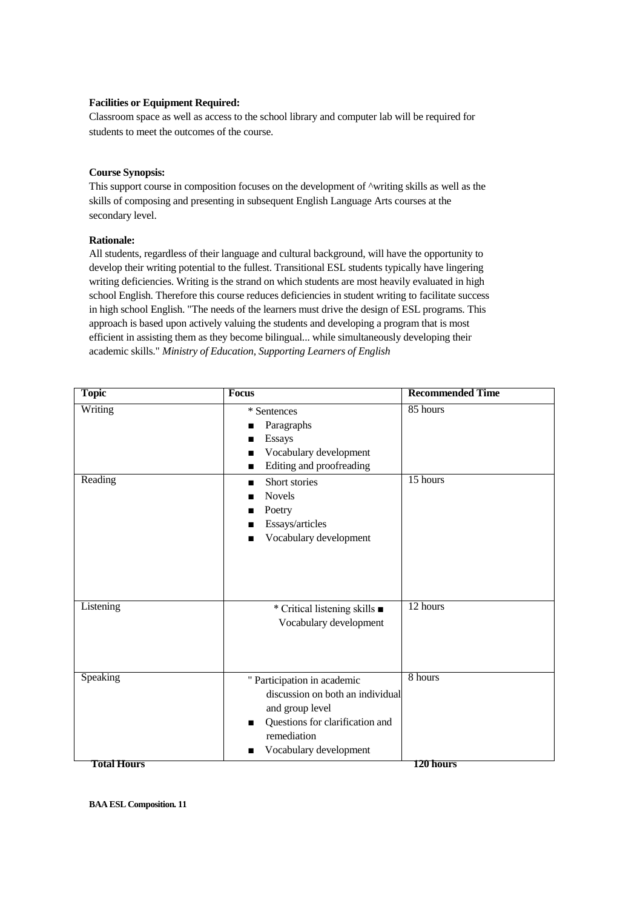**Facilities or Equipment Required:**
Classroom space as well as access to the school library and computer lab will be required for students to meet the outcomes of the course.

**Course Synopsis:**
This support course in composition focuses on the development of ^writing skills as well as the skills of composing and presenting in subsequent English Language Arts courses at the secondary level.

**Rationale:**
All students, regardless of their language and cultural background, will have the opportunity to develop their writing potential to the fullest. Transitional ESL students typically have lingering writing deficiencies. Writing is the strand on which students are most heavily evaluated in high school English. Therefore this course reduces deficiencies in student writing to facilitate success in high school English. "The needs of the learners must drive the design of ESL programs. This approach is based upon actively valuing the students and developing a program that is most efficient in assisting them as they become bilingual... while simultaneously developing their academic skills." *Ministry of Education, Supporting Learners of English*

| Topic | Focus | Recommended Time |
|---|---|---|
| Writing | * Sentences<br>■ Paragraphs<br>■ Essays<br>■ Vocabulary development<br>■ Editing and proofreading | 85 hours |
| Reading | ■ Short stories<br>■ Novels<br>■ Poetry<br>■ Essays/articles<br>■ Vocabulary development | 15 hours |
| Listening | * Critical listening skills ■ Vocabulary development | 12 hours |
| Speaking | " Participation in academic discussion on both an individual and group level<br>■ Questions for clarification and remediation<br>■ Vocabulary development | 8 hours |
| **Total Hours** | | **120 hours** |

**BAA ESL Composition. 11**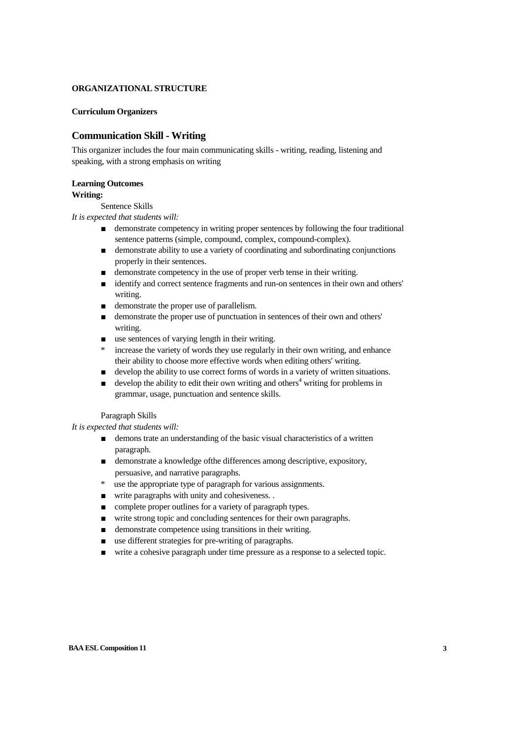**ORGANIZATIONAL STRUCTURE**

**Curriculum Organizers**

## Communication Skill - Writing

This organizer includes the four main communicating skills - writing, reading, listening and speaking, with a strong emphasis on writing

**Learning Outcomes**

**Writing:**

Sentence Skills

*It is expected that students will:*

- demonstrate competency in writing proper sentences by following the four traditional sentence patterns (simple, compound, complex, compound-complex).
- demonstrate ability to use a variety of coordinating and subordinating conjunctions properly in their sentences.
- demonstrate competency in the use of proper verb tense in their writing.
- identify and correct sentence fragments and run-on sentences in their own and others' writing.
- demonstrate the proper use of parallelism.
- demonstrate the proper use of punctuation in sentences of their own and others' writing.
- use sentences of varying length in their writing.
- increase the variety of words they use regularly in their own writing, and enhance their ability to choose more effective words when editing others' writing.
- develop the ability to use correct forms of words in a variety of written situations.
- develop the ability to edit their own writing and others[4] writing for problems in grammar, usage, punctuation and sentence skills.

Paragraph Skills

*It is expected that students will:*

- demons trate an understanding of the basic visual characteristics of a written paragraph.
- demonstrate a knowledge ofthe differences among descriptive, expository, persuasive, and narrative paragraphs.
- use the appropriate type of paragraph for various assignments.
- write paragraphs with unity and cohesiveness. .
- complete proper outlines for a variety of paragraph types.
- write strong topic and concluding sentences for their own paragraphs.
- demonstrate competence using transitions in their writing.
- use different strategies for pre-writing of paragraphs.
- write a cohesive paragraph under time pressure as a response to a selected topic.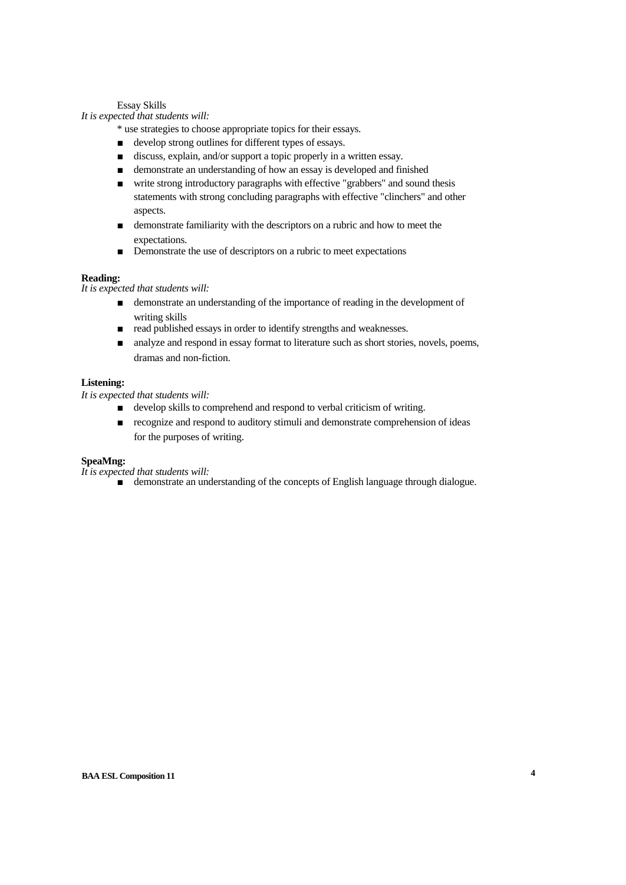Essay Skills

*It is expected that students will:*

* use strategies to choose appropriate topics for their essays.
- develop strong outlines for different types of essays.
- discuss, explain, and/or support a topic properly in a written essay.
- demonstrate an understanding of how an essay is developed and finished
- write strong introductory paragraphs with effective "grabbers" and sound thesis statements with strong concluding paragraphs with effective "clinchers" and other aspects.
- demonstrate familiarity with the descriptors on a rubric and how to meet the expectations.
- Demonstrate the use of descriptors on a rubric to meet expectations

**Reading:**

*It is expected that students will:*

- demonstrate an understanding of the importance of reading in the development of writing skills
- read published essays in order to identify strengths and weaknesses.
- analyze and respond in essay format to literature such as short stories, novels, poems, dramas and non-fiction.

**Listening:**

*It is expected that students will:*

- develop skills to comprehend and respond to verbal criticism of writing.
- recognize and respond to auditory stimuli and demonstrate comprehension of ideas for the purposes of writing.

**SpeaMng:**

*It is expected that students will:*

- demonstrate an understanding of the concepts of English language through dialogue.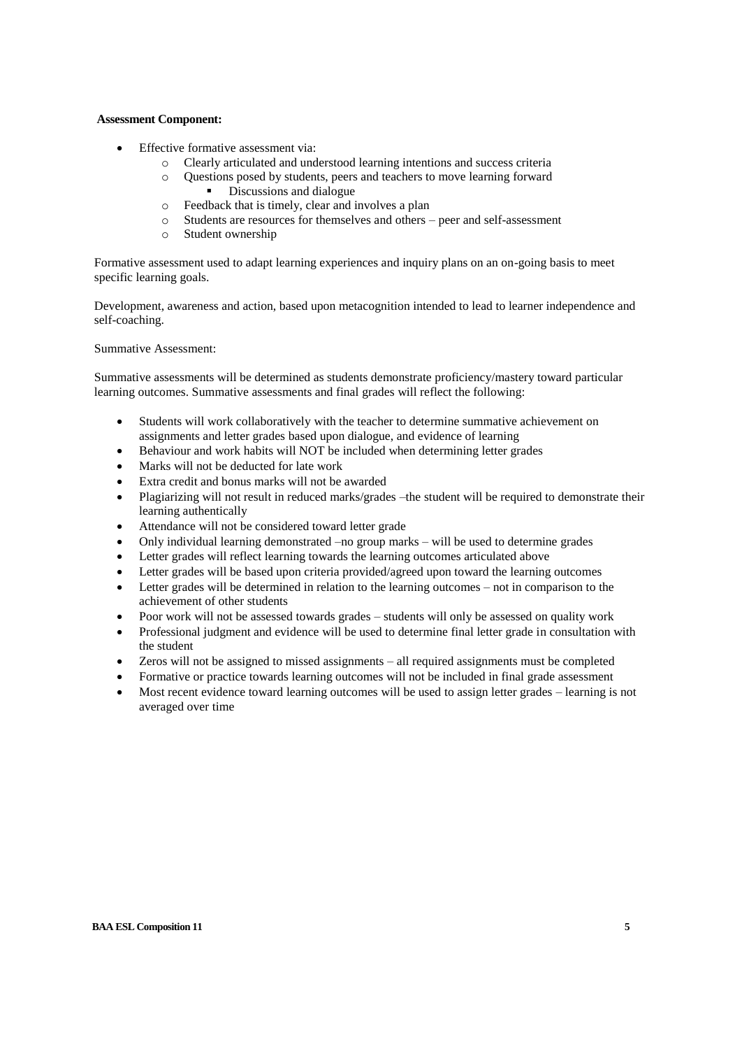**Assessment Component:**

- Effective formative assessment via:
  - Clearly articulated and understood learning intentions and success criteria
  - Questions posed by students, peers and teachers to move learning forward
    - Discussions and dialogue
  - Feedback that is timely, clear and involves a plan
  - Students are resources for themselves and others – peer and self-assessment
  - Student ownership

Formative assessment used to adapt learning experiences and inquiry plans on an on-going basis to meet specific learning goals.

Development, awareness and action, based upon metacognition intended to lead to learner independence and self-coaching.

Summative Assessment:

Summative assessments will be determined as students demonstrate proficiency/mastery toward particular learning outcomes. Summative assessments and final grades will reflect the following:

- Students will work collaboratively with the teacher to determine summative achievement on assignments and letter grades based upon dialogue, and evidence of learning
- Behaviour and work habits will NOT be included when determining letter grades
- Marks will not be deducted for late work
- Extra credit and bonus marks will not be awarded
- Plagiarizing will not result in reduced marks/grades –the student will be required to demonstrate their learning authentically
- Attendance will not be considered toward letter grade
- Only individual learning demonstrated –no group marks – will be used to determine grades
- Letter grades will reflect learning towards the learning outcomes articulated above
- Letter grades will be based upon criteria provided/agreed upon toward the learning outcomes
- Letter grades will be determined in relation to the learning outcomes – not in comparison to the achievement of other students
- Poor work will not be assessed towards grades – students will only be assessed on quality work
- Professional judgment and evidence will be used to determine final letter grade in consultation with the student
- Zeros will not be assigned to missed assignments – all required assignments must be completed
- Formative or practice towards learning outcomes will not be included in final grade assessment
- Most recent evidence toward learning outcomes will be used to assign letter grades – learning is not averaged over time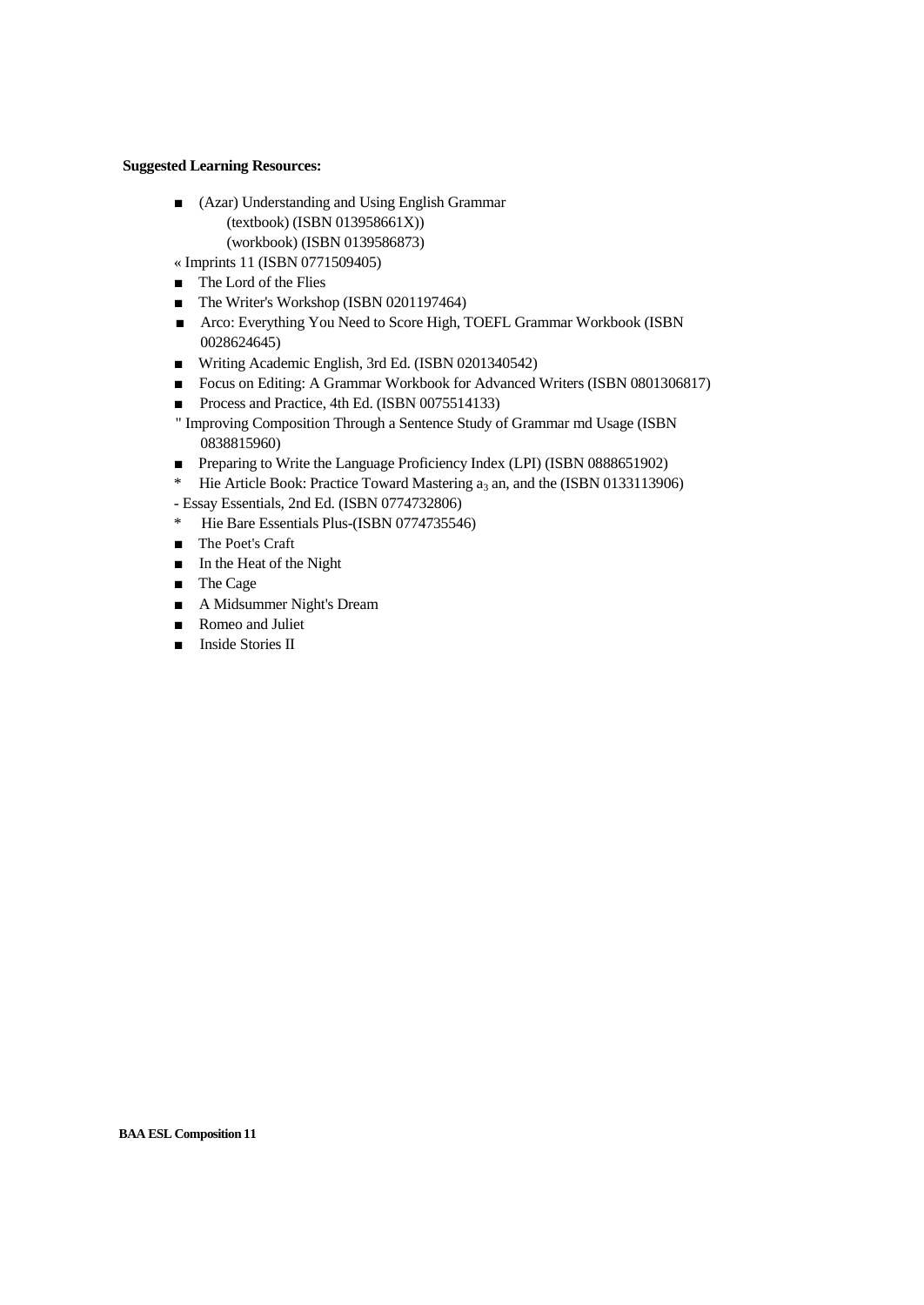**Suggested Learning Resources:**

- (Azar) Understanding and Using English Grammar
  (textbook) (ISBN 013958661X))
  (workbook) (ISBN 0139586873)
- Imprints 11 (ISBN 0771509405)
- The Lord of the Flies
- The Writer's Workshop (ISBN 0201197464)
- Arco: Everything You Need to Score High, TOEFL Grammar Workbook (ISBN 0028624645)
- Writing Academic English, 3rd Ed. (ISBN 0201340542)
- Focus on Editing: A Grammar Workbook for Advanced Writers (ISBN 0801306817)
- Process and Practice, 4th Ed. (ISBN 0075514133)
- Improving Composition Through a Sentence Study of Grammar md Usage (ISBN 0838815960)
- Preparing to Write the Language Proficiency Index (LPI) (ISBN 0888651902)
- Hie Article Book: Practice Toward Mastering a, an, and the (ISBN 0133113906)
- Essay Essentials, 2nd Ed. (ISBN 0774732806)
- Hie Bare Essentials Plus-(ISBN 0774735546)
- The Poet's Craft
- In the Heat of the Night
- The Cage
- A Midsummer Night's Dream
- Romeo and Juliet
- Inside Stories II